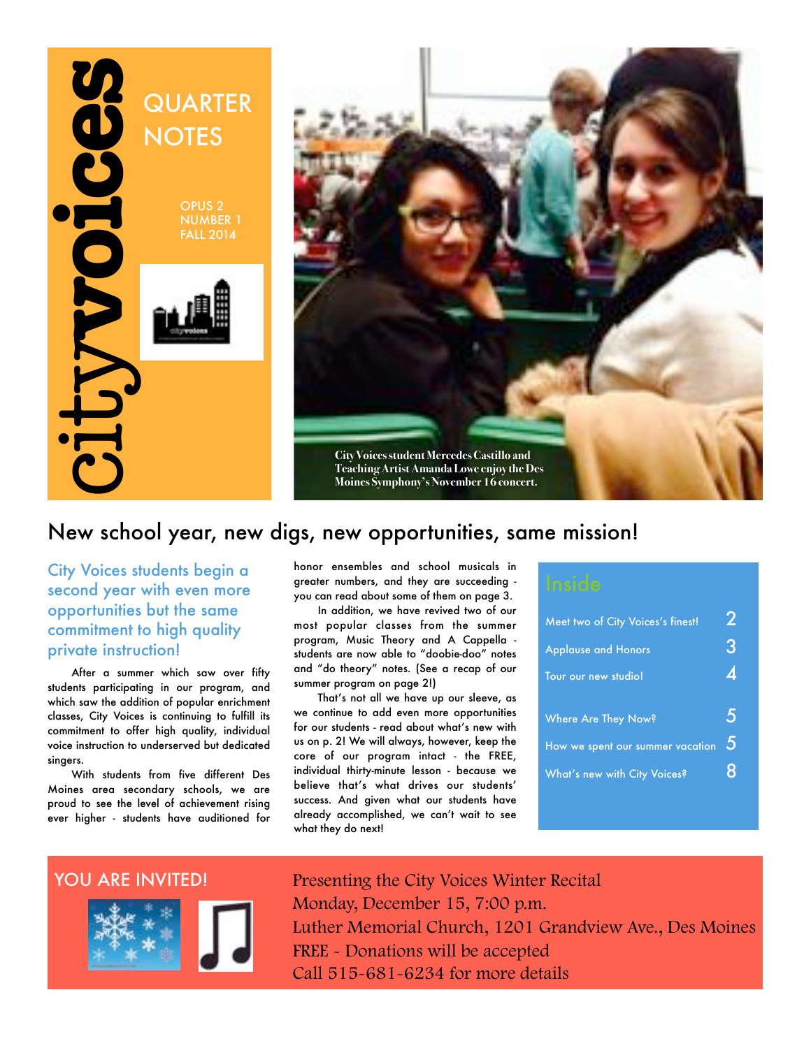# cityvoices

## QUARTER NOTES

OPUS 2
NUMBER 1
FALL 2014

City Voices student Mercedes Castillo and Teaching Artist Amanda Lowe enjoy the Des Moines Symphony's November 16 concert.

## New school year, new digs, new opportunities, same mission!

### City Voices students begin a second year with even more opportunities but the same commitment to high quality private instruction!

After a summer which saw over fifty students participating in our program, and which saw the addition of popular enrichment classes, City Voices is continuing to fulfill its commitment to offer high quality, individual voice instruction to underserved but dedicated singers.

With students from five different Des Moines area secondary schools, we are proud to see the level of achievement rising ever higher - students have auditioned for honor ensembles and school musicals in greater numbers, and they are succeeding - you can read about some of them on page 3.

In addition, we have revived two of our most popular classes from the summer program, Music Theory and A Cappella - students are now able to "doobie-doo" notes and "do theory" notes. (See a recap of our summer program on page 2!)

That's not all we have up our sleeve, as we continue to add even more opportunities for our students - read about what's new with us on p. 2! We will always, however, keep the core of our program intact - the FREE, individual thirty-minute lesson - because we believe that's what drives our students' success. And given what our students have already accomplished, we can't wait to see what they do next!

### Inside

| | |
|---|---|
| Meet two of City Voices's finest! | 2 |
| Applause and Honors | 3 |
| Tour our new studio! | 4 |
| Where Are They Now? | 5 |
| How we spent our summer vacation | 5 |
| What's new with City Voices? | 8 |

## YOU ARE INVITED!

Presenting the City Voices Winter Recital
Monday, December 15, 7:00 p.m.
Luther Memorial Church, 1201 Grandview Ave., Des Moines
FREE - Donations will be accepted
Call 515-681-6234 for more details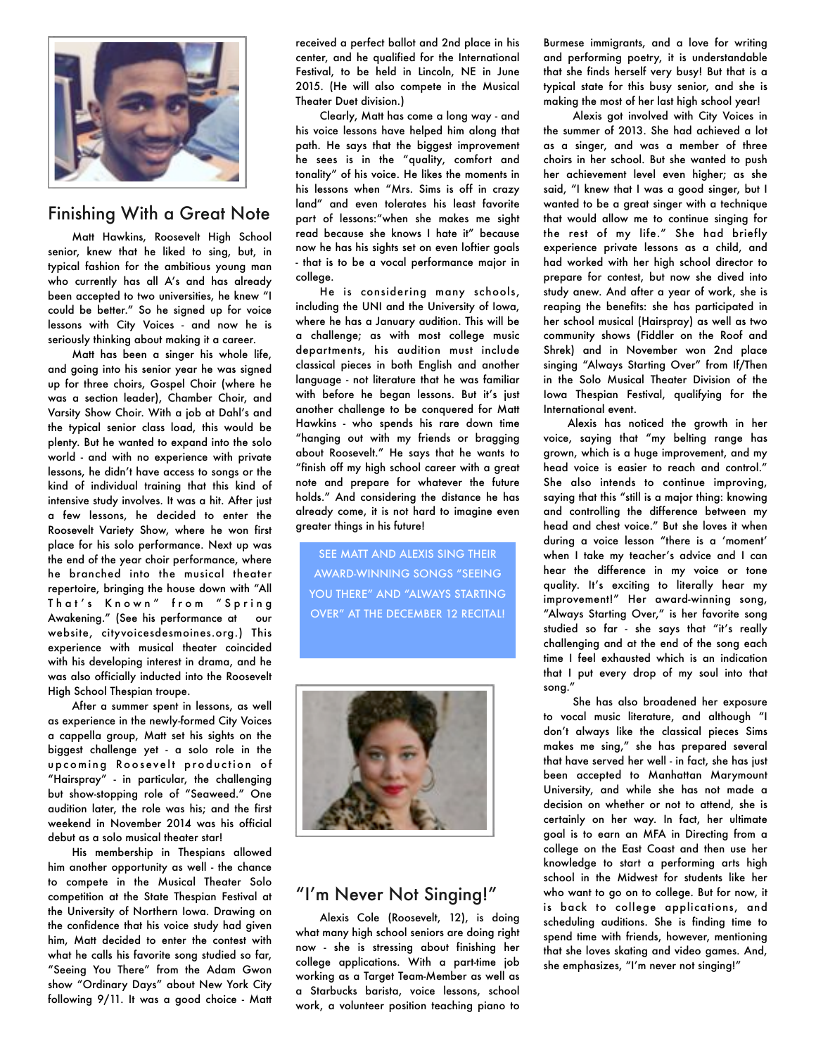## Finishing With a Great Note

Matt Hawkins, Roosevelt High School senior, knew that he liked to sing, but, in typical fashion for the ambitious young man who currently has all A's and has already been accepted to two universities, he knew "I could be better." So he signed up for voice lessons with City Voices - and now he is seriously thinking about making it a career.

Matt has been a singer his whole life, and going into his senior year he was signed up for three choirs, Gospel Choir (where he was a section leader), Chamber Choir, and Varsity Show Choir. With a job at Dahl's and the typical senior class load, this would be plenty. But he wanted to expand into the solo world - and with no experience with private lessons, he didn't have access to songs or the kind of individual training that this kind of intensive study involves. It was a hit. After just a few lessons, he decided to enter the Roosevelt Variety Show, where he won first place for his solo performance. Next up was the end of the year choir performance, where he branched into the musical theater repertoire, bringing the house down with "All That's Known" from "Spring Awakening." (See his performance at our website, cityvoicesdesmoines.org.) This experience with musical theater coincided with his developing interest in drama, and he was also officially inducted into the Roosevelt High School Thespian troupe.

After a summer spent in lessons, as well as experience in the newly-formed City Voices a cappella group, Matt set his sights on the biggest challenge yet - a solo role in the upcoming Roosevelt production of "Hairspray" - in particular, the challenging but show-stopping role of "Seaweed." One audition later, the role was his; and the first weekend in November 2014 was his official debut as a solo musical theater star!

His membership in Thespians allowed him another opportunity as well - the chance to compete in the Musical Theater Solo competition at the State Thespian Festival at the University of Northern Iowa. Drawing on the confidence that his voice study had given him, Matt decided to enter the contest with what he calls his favorite song studied so far, "Seeing You There" from the Adam Gwon show "Ordinary Days" about New York City following 9/11. It was a good choice - Matt received a perfect ballot and 2nd place in his center, and he qualified for the International Festival, to be held in Lincoln, NE in June 2015. (He will also compete in the Musical Theater Duet division.)

Clearly, Matt has come a long way - and his voice lessons have helped him along that path. He says that the biggest improvement he sees is in the "quality, comfort and tonality" of his voice. He likes the moments in his lessons when "Mrs. Sims is off in crazy land" and even tolerates his least favorite part of lessons:"when she makes me sight read because she knows I hate it" because now he has his sights set on even loftier goals - that is to be a vocal performance major in college.

He is considering many schools, including the UNI and the University of Iowa, where he has a January audition. This will be a challenge; as with most college music departments, his audition must include classical pieces in both English and another language - not literature that he was familiar with before he began lessons. But it's just another challenge to be conquered for Matt Hawkins - who spends his rare down time "hanging out with my friends or bragging about Roosevelt." He says that he wants to "finish off my high school career with a great note and prepare for whatever the future holds." And considering the distance he has already come, it is not hard to imagine even greater things in his future!

SEE MATT AND ALEXIS SING THEIR AWARD-WINNING SONGS "SEEING YOU THERE" AND "ALWAYS STARTING OVER" AT THE DECEMBER 12 RECITAL!

## "I'm Never Not Singing!"

Alexis Cole (Roosevelt, 12), is doing what many high school seniors are doing right now - she is stressing about finishing her college applications. With a part-time job working as a Target Team-Member as well as a Starbucks barista, voice lessons, school work, a volunteer position teaching piano to Burmese immigrants, and a love for writing and performing poetry, it is understandable that she finds herself very busy! But that is a typical state for this busy senior, and she is making the most of her last high school year!

Alexis got involved with City Voices in the summer of 2013. She had achieved a lot as a singer, and was a member of three choirs in her school. But she wanted to push her achievement level even higher; as she said, "I knew that I was a good singer, but I wanted to be a great singer with a technique that would allow me to continue singing for the rest of my life." She had briefly experience private lessons as a child, and had worked with her high school director to prepare for contest, but now she dived into study anew. And after a year of work, she is reaping the benefits: she has participated in her school musical (Hairspray) as well as two community shows (Fiddler on the Roof and Shrek) and in November won 2nd place singing "Always Starting Over" from If/Then in the Solo Musical Theater Division of the Iowa Thespian Festival, qualifying for the International event.

Alexis has noticed the growth in her voice, saying that "my belting range has grown, which is a huge improvement, and my head voice is easier to reach and control." She also intends to continue improving, saying that this "still is a major thing: knowing and controlling the difference between my head and chest voice." But she loves it when during a voice lesson "there is a 'moment' when I take my teacher's advice and I can hear the difference in my voice or tone quality. It's exciting to literally hear my improvement!" Her award-winning song, "Always Starting Over," is her favorite song studied so far - she says that "it's really challenging and at the end of the song each time I feel exhausted which is an indication that I put every drop of my soul into that song."

She has also broadened her exposure to vocal music literature, and although "I don't always like the classical pieces Sims makes me sing," she has prepared several that have served her well - in fact, she has just been accepted to Manhattan Marymount University, and while she has not made a decision on whether or not to attend, she is certainly on her way. In fact, her ultimate goal is to earn an MFA in Directing from a college on the East Coast and then use her knowledge to start a performing arts high school in the Midwest for students like her who want to go on to college. But for now, it is back to college applications, and scheduling auditions. She is finding time to spend time with friends, however, mentioning that she loves skating and video games. And, she emphasizes, "I'm never not singing!"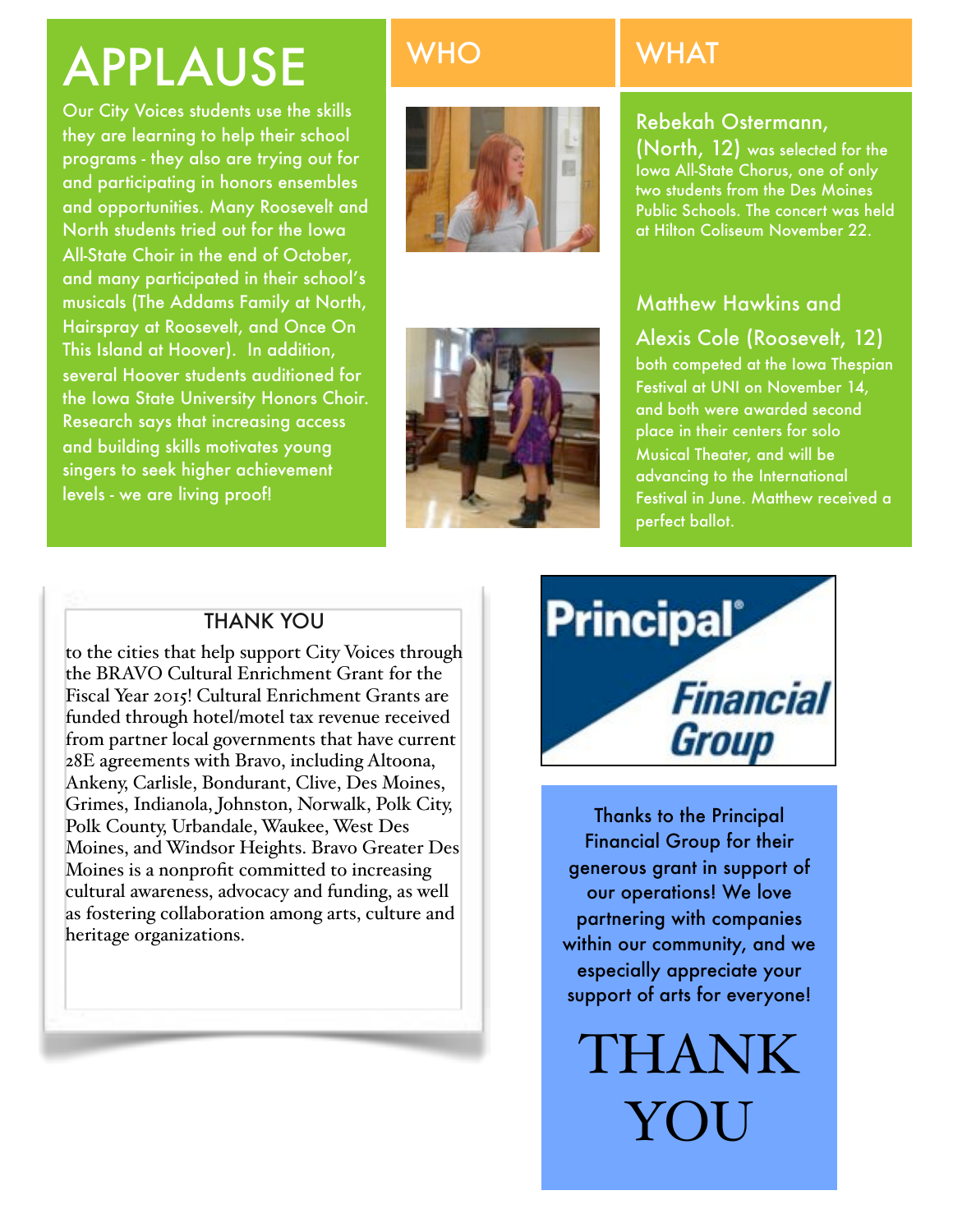# APPLAUSE

Our City Voices students use the skills they are learning to help their school programs - they also are trying out for and participating in honors ensembles and opportunities. Many Roosevelt and North students tried out for the Iowa All-State Choir in the end of October, and many participated in their school's musicals (The Addams Family at North, Hairspray at Roosevelt, and Once On This Island at Hoover). In addition, several Hoover students auditioned for the Iowa State University Honors Choir. Research says that increasing access and building skills motivates young singers to seek higher achievement levels - we are living proof!

## WHO

## WHAT

**Rebekah Ostermann, (North, 12)** was selected for the Iowa All-State Chorus, one of only two students from the Des Moines Public Schools. The concert was held at Hilton Coliseum November 22.

**Matthew Hawkins and Alexis Cole (Roosevelt, 12)** both competed at the Iowa Thespian Festival at UNI on November 14, and both were awarded second place in their centers for solo Musical Theater, and will be advancing to the International Festival in June. Matthew received a perfect ballot.

## THANK YOU

to the cities that help support City Voices through the BRAVO Cultural Enrichment Grant for the Fiscal Year 2015! Cultural Enrichment Grants are funded through hotel/motel tax revenue received from partner local governments that have current 28E agreements with Bravo, including Altoona, Ankeny, Carlisle, Bondurant, Clive, Des Moines, Grimes, Indianola, Johnston, Norwalk, Polk City, Polk County, Urbandale, Waukee, West Des Moines, and Windsor Heights. Bravo Greater Des Moines is a nonprofit committed to increasing cultural awareness, advocacy and funding, as well as fostering collaboration among arts, culture and heritage organizations.

Principal® Financial Group

Thanks to the Principal Financial Group for their generous grant in support of our operations! We love partnering with companies within our community, and we especially appreciate your support of arts for everyone!

# THANK YOU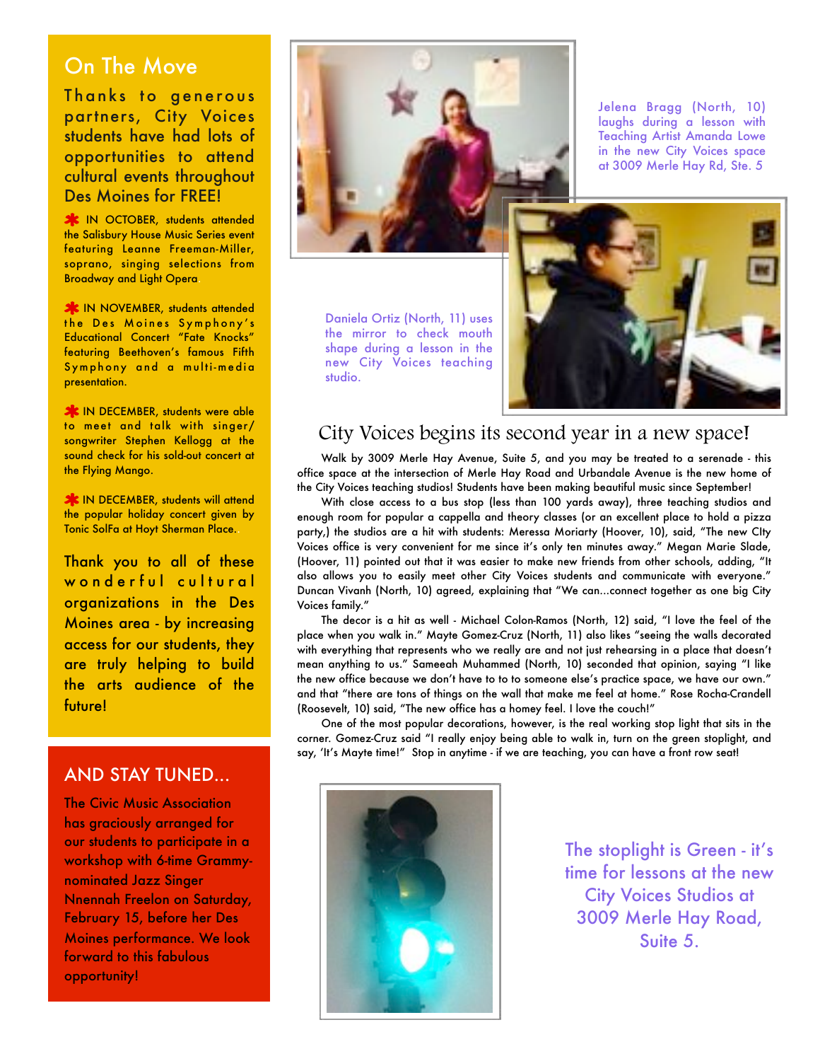## On The Move

Thanks to generous partners, City Voices students have had lots of opportunities to attend cultural events throughout Des Moines for FREE!

- IN OCTOBER, students attended the Salisbury House Music Series event featuring Leanne Freeman-Miller, soprano, singing selections from Broadway and Light Opera.
- IN NOVEMBER, students attended the Des Moines Symphony's Educational Concert "Fate Knocks" featuring Beethoven's famous Fifth Symphony and a multi-media presentation.
- IN DECEMBER, students were able to meet and talk with singer/songwriter Stephen Kellogg at the sound check for his sold-out concert at the Flying Mango.
- IN DECEMBER, students will attend the popular holiday concert given by Tonic SolFa at Hoyt Sherman Place.

Thank you to all of these wonderful cultural organizations in the Des Moines area - by increasing access for our students, they are truly helping to build the arts audience of the future!

## AND STAY TUNED...

The Civic Music Association has graciously arranged for our students to participate in a workshop with 6-time Grammy-nominated Jazz Singer Nnennah Freelon on Saturday, February 15, before her Des Moines performance. We look forward to this fabulous opportunity!

Jelena Bragg (North, 10) laughs during a lesson with Teaching Artist Amanda Lowe in the new City Voices space at 3009 Merle Hay Rd, Ste. 5

Daniela Ortiz (North, 11) uses the mirror to check mouth shape during a lesson in the new City Voices teaching studio.

## City Voices begins its second year in a new space!

Walk by 3009 Merle Hay Avenue, Suite 5, and you may be treated to a serenade - this office space at the intersection of Merle Hay Road and Urbandale Avenue is the new home of the City Voices teaching studios! Students have been making beautiful music since September!

With close access to a bus stop (less than 100 yards away), three teaching studios and enough room for popular a cappella and theory classes (or an excellent place to hold a pizza party,) the studios are a hit with students: Meressa Moriarty (Hoover, 10), said, "The new CIty Voices office is very convenient for me since it's only ten minutes away." Megan Marie Slade, (Hoover, 11) pointed out that it was easier to make new friends from other schools, adding, "It also allows you to easily meet other City Voices students and communicate with everyone." Duncan Vivanh (North, 10) agreed, explaining that "We can...connect together as one big City Voices family."

The decor is a hit as well - Michael Colon-Ramos (North, 12) said, "I love the feel of the place when you walk in." Mayte Gomez-Cruz (North, 11) also likes "seeing the walls decorated with everything that represents who we really are and not just rehearsing in a place that doesn't mean anything to us." Sameeah Muhammed (North, 10) seconded that opinion, saying "I like the new office because we don't have to to to someone else's practice space, we have our own." and that "there are tons of things on the wall that make me feel at home." Rose Rocha-Crandell (Roosevelt, 10) said, "The new office has a homey feel. I love the couch!"

One of the most popular decorations, however, is the real working stop light that sits in the corner. Gomez-Cruz said "I really enjoy being able to walk in, turn on the green stoplight, and say, 'It's Mayte time!" Stop in anytime - if we are teaching, you can have a front row seat!

The stoplight is Green - it's time for lessons at the new City Voices Studios at 3009 Merle Hay Road, Suite 5.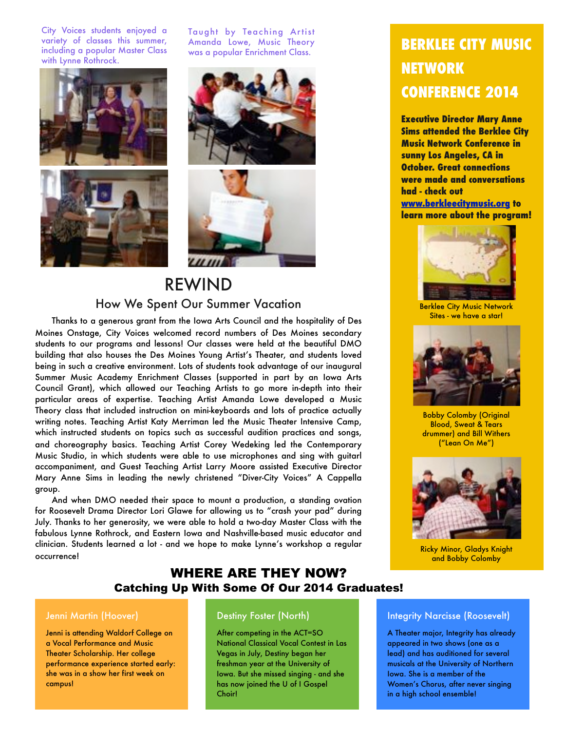City Voices students enjoyed a variety of classes this summer, including a popular Master Class with Lynne Rothrock.

Taught by Teaching Artist Amanda Lowe, Music Theory was a popular Enrichment Class.

# REWIND

## How We Spent Our Summer Vacation

Thanks to a generous grant from the Iowa Arts Council and the hospitality of Des Moines Onstage, City Voices welcomed record numbers of Des Moines secondary students to our programs and lessons! Our classes were held at the beautiful DMO building that also houses the Des Moines Young Artist's Theater, and students loved being in such a creative environment. Lots of students took advantage of our inaugural Summer Music Academy Enrichment Classes (supported in part by an Iowa Arts Council Grant), which allowed our Teaching Artists to go more in-depth into their particular areas of expertise. Teaching Artist Amanda Lowe developed a Music Theory class that included instruction on mini-keyboards and lots of practice actually writing notes. Teaching Artist Katy Merriman led the Music Theater Intensive Camp, which instructed students on topics such as successful audition practices and songs, and choreography basics. Teaching Artist Corey Wedeking led the Contemporary Music Studio, in which students were able to use microphones and sing with guitarl accompaniment, and Guest Teaching Artist Larry Moore assisted Executive Director Mary Anne Sims in leading the newly christened "Diver-City Voices" A Cappella group.

And when DMO needed their space to mount a production, a standing ovation for Roosevelt Drama Director Lori Glawe for allowing us to "crash your pad" during July. Thanks to her generosity, we were able to hold a two-day Master Class with the fabulous Lynne Rothrock, and Eastern Iowa and Nashville-based music educator and clinician. Students learned a lot - and we hope to make Lynne's workshop a regular occurrence!

## BERKLEE CITY MUSIC NETWORK CONFERENCE 2014

**Executive Director Mary Anne Sims attended the Berklee City Music Network Conference in sunny Los Angeles, CA in October. Great connections were made and conversations had - check out www.berkleecitymusic.org to learn more about the program!**

Berklee City Music Network Sites - we have a star!

Bobby Colomby (Original Blood, Sweat & Tears drummer) and Bill Withers ("Lean On Me")

Ricky Minor, Gladys Knight and Bobby Colomby

## WHERE ARE THEY NOW?

### Catching Up With Some Of Our 2014 Graduates!

**Jenni Martin (Hoover)**

Jenni is attending Waldorf College on a Vocal Performance and Music Theater Scholarship. Her college performance experience started early: she was in a show her first week on campus!

**Destiny Foster (North)**

After competing in the ACT=SO National Classical Vocal Contest in Las Vegas in July, Destiny began her freshman year at the University of Iowa. But she missed singing - and she has now joined the U of I Gospel Choir!

**Integrity Narcisse (Roosevelt)**

A Theater major, Integrity has already appeared in two shows (one as a lead) and has auditioned for several musicals at the University of Northern Iowa. She is a member of the Women's Chorus, after never singing in a high school ensemble!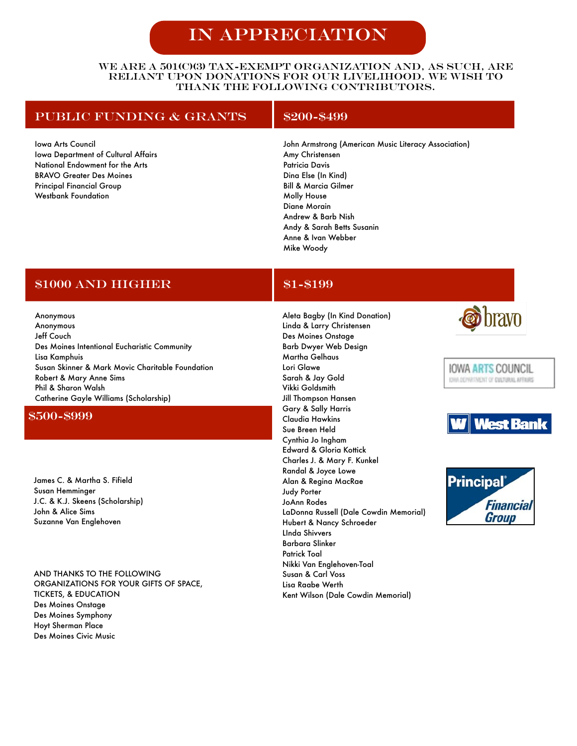# IN APPRECIATION

WE ARE A 501(C)(3) TAX-EXEMPT ORGANIZATION AND, AS SUCH, ARE RELIANT UPON DONATIONS FOR OUR LIVELIHOOD. WE WISH TO THANK THE FOLLOWING CONTRIBUTORS.

## PUBLIC FUNDING & GRANTS

Iowa Arts Council
Iowa Department of Cultural Affairs
National Endowment for the Arts
BRAVO Greater Des Moines
Principal Financial Group
Westbank Foundation

## $1000 AND HIGHER

Anonymous
Anonymous
Jeff Couch
Des Moines Intentional Eucharistic Community
Lisa Kamphuis
Susan Skinner & Mark Movic Charitable Foundation
Robert & Mary Anne Sims
Phil & Sharon Walsh
Catherine Gayle Williams (Scholarship)

## $500-$999

James C. & Martha S. Fifield
Susan Hemminger
J.C. & K.J. Skeens (Scholarship)
John & Alice Sims
Suzanne Van Englehoven

AND THANKS TO THE FOLLOWING ORGANIZATIONS FOR YOUR GIFTS OF SPACE, TICKETS, & EDUCATION
Des Moines Onstage
Des Moines Symphony
Hoyt Sherman Place
Des Moines Civic Music

## $200-$499

John Armstrong (American Music Literacy Association)
Amy Christensen
Patricia Davis
Dina Else (In Kind)
Bill & Marcia Gilmer
Molly House
Diane Morain
Andrew & Barb Nish
Andy & Sarah Betts Susanin
Anne & Ivan Webber
Mike Woody

## $1-$199

Aleta Bagby (In Kind Donation)
Linda & Larry Christensen
Des Moines Onstage
Barb Dwyer Web Design
Martha Gelhaus
Lori Glawe
Sarah & Jay Gold
Vikki Goldsmith
Jill Thompson Hansen
Gary & Sally Harris
Claudia Hawkins
Sue Breen Held
Cynthia Jo Ingham
Edward & Gloria Kottick
Charles J. & Mary F. Kunkel
Randal & Joyce Lowe
Alan & Regina MacRae
Judy Porter
JoAnn Rodes
LaDonna Russell (Dale Cowdin Memorial)
Hubert & Nancy Schroeder
LInda Shivvers
Barbara Slinker
Patrick Toal
Nikki Van Englehoven-Toal
Susan & Carl Voss
Lisa Raabe Werth
Kent Wilson (Dale Cowdin Memorial)

bravo

IOWA ARTS COUNCIL
IOWA DEPARTMENT OF CULTURAL AFFAIRS

West Bank

Principal Financial Group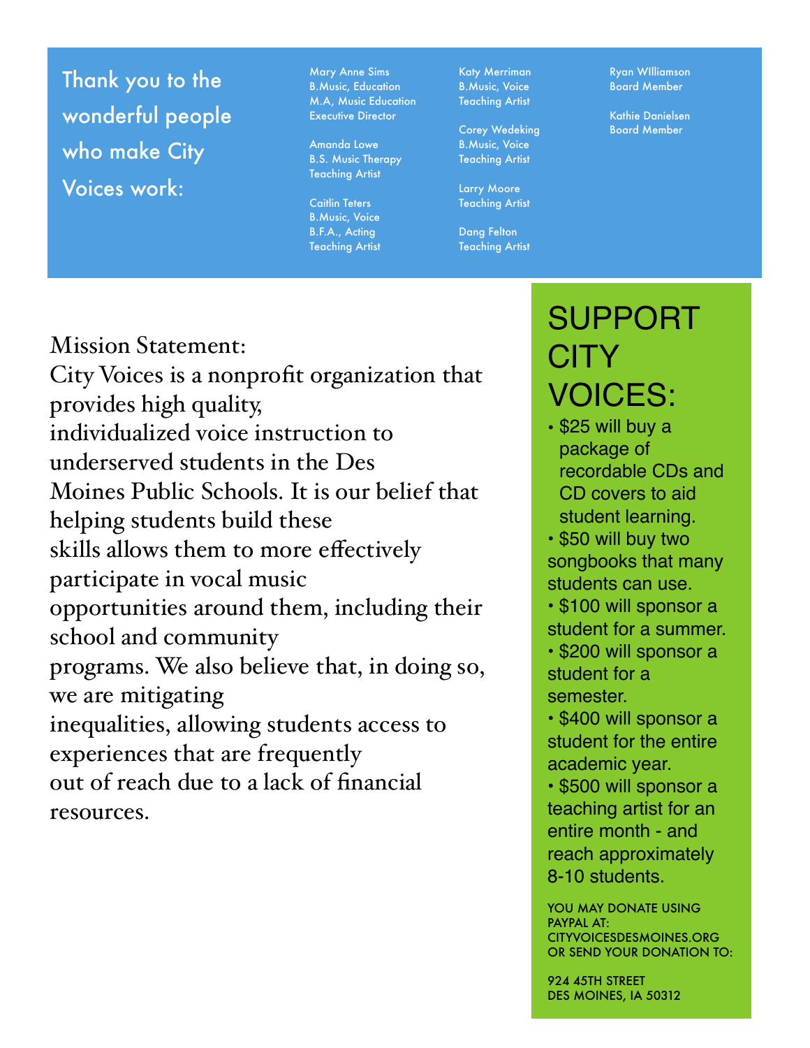## Thank you to the wonderful people who make City Voices work:

Mary Anne Sims
B.Music, Education
M.A, Music Education
Executive Director

Amanda Lowe
B.S. Music Therapy
Teaching Artist

Caitlin Teters
B.Music, Voice
B.F.A., Acting
Teaching Artist

Katy Merriman
B.Music, Voice
Teaching Artist

Corey Wedeking
B.Music, Voice
Teaching Artist

Larry Moore
Teaching Artist

Dang Felton
Teaching Artist

Ryan WIlliamson
Board Member

Kathie Danielsen
Board Member

Mission Statement:
City Voices is a nonprofit organization that provides high quality, individualized voice instruction to underserved students in the Des Moines Public Schools. It is our belief that helping students build these skills allows them to more effectively participate in vocal music opportunities around them, including their school and community programs. We also believe that, in doing so, we are mitigating inequalities, allowing students access to experiences that are frequently out of reach due to a lack of financial resources.

## SUPPORT CITY VOICES:

- $25 will buy a package of recordable CDs and CD covers to aid student learning.
- $50 will buy two songbooks that many students can use.
- $100 will sponsor a student for a summer.
- $200 will sponsor a student for a semester.
- $400 will sponsor a student for the entire academic year.
- $500 will sponsor a teaching artist for an entire month - and reach approximately 8-10 students.

YOU MAY DONATE USING PAYPAL AT: CITYVOICESDESMOINES.ORG OR SEND YOUR DONATION TO:

924 45TH STREET
DES MOINES, IA 50312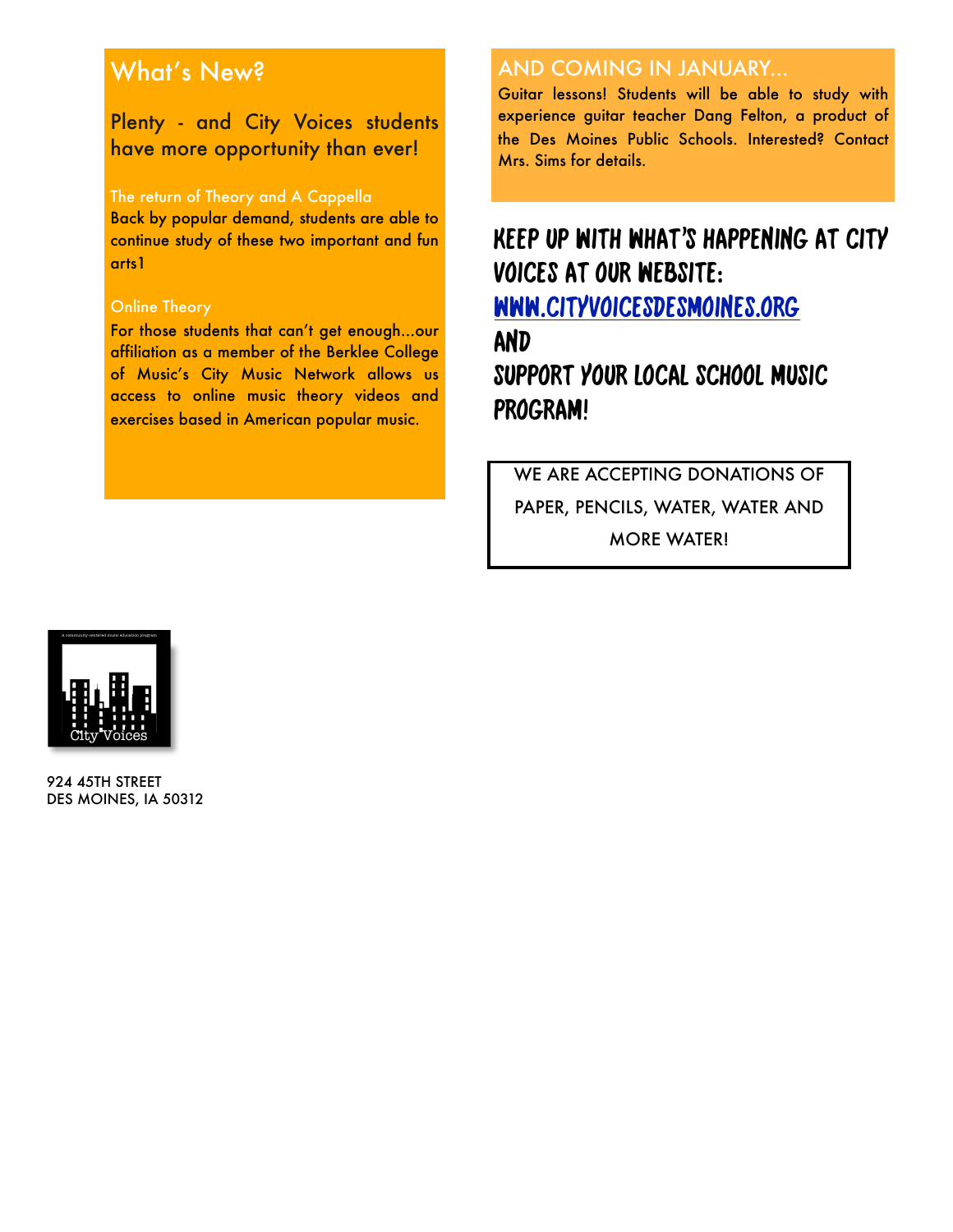## What's New?

Plenty - and City Voices students have more opportunity than ever!

### The return of Theory and A Cappella

Back by popular demand, students are able to continue study of these two important and fun arts1

### Online Theory

For those students that can't get enough...our affiliation as a member of the Berklee College of Music's City Music Network allows us access to online music theory videos and exercises based in American popular music.

## AND COMING IN JANUARY...

Guitar lessons! Students will be able to study with experience guitar teacher Dang Felton, a product of the Des Moines Public Schools. Interested? Contact Mrs. Sims for details.

## KEEP UP WITH WHAT'S HAPPENING AT CITY VOICES AT OUR WEBSITE: WWW.CITYVOICESDESMOINES.ORG AND SUPPORT YOUR LOCAL SCHOOL MUSIC PROGRAM!

WE ARE ACCEPTING DONATIONS OF PAPER, PENCILS, WATER, WATER AND MORE WATER!

A community-centered music education program

City Voices

924 45TH STREET
DES MOINES, IA 50312